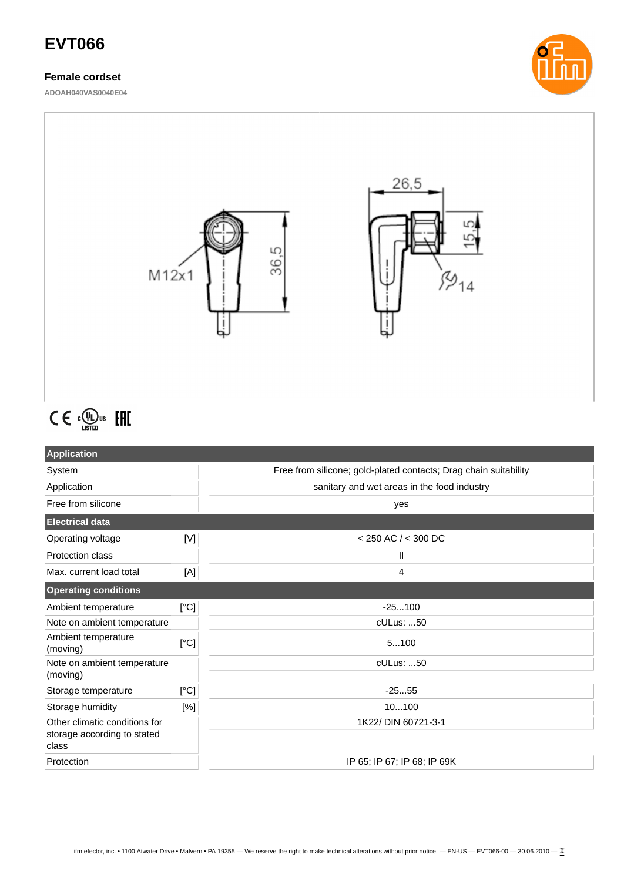# EVT066

### Female cordset

ADOAH040VAS0040E04

M12x1

36,5

26,5

15,5

14

| Application | | |
|---|---|---|
| System | | Free from silicone; gold-plated contacts; Drag chain suitability |
| Application | | sanitary and wet areas in the food industry |
| Free from silicone | | yes |
| **Electrical data** | | |
| Operating voltage | [V] | < 250 AC / < 300 DC |
| Protection class | | II |
| Max. current load total | [A] | 4 |
| **Operating conditions** | | |
| Ambient temperature | [°C] | -25...100 |
| Note on ambient temperature | | cULus: ...50 |
| Ambient temperature (moving) | [°C] | 5...100 |
| Note on ambient temperature (moving) | | cULus: ...50 |
| Storage temperature | [°C] | -25...55 |
| Storage humidity | [%] | 10...100 |
| Other climatic conditions for storage according to stated class | | 1K22/ DIN 60721-3-1 |
| Protection | | IP 65; IP 67; IP 68; IP 69K |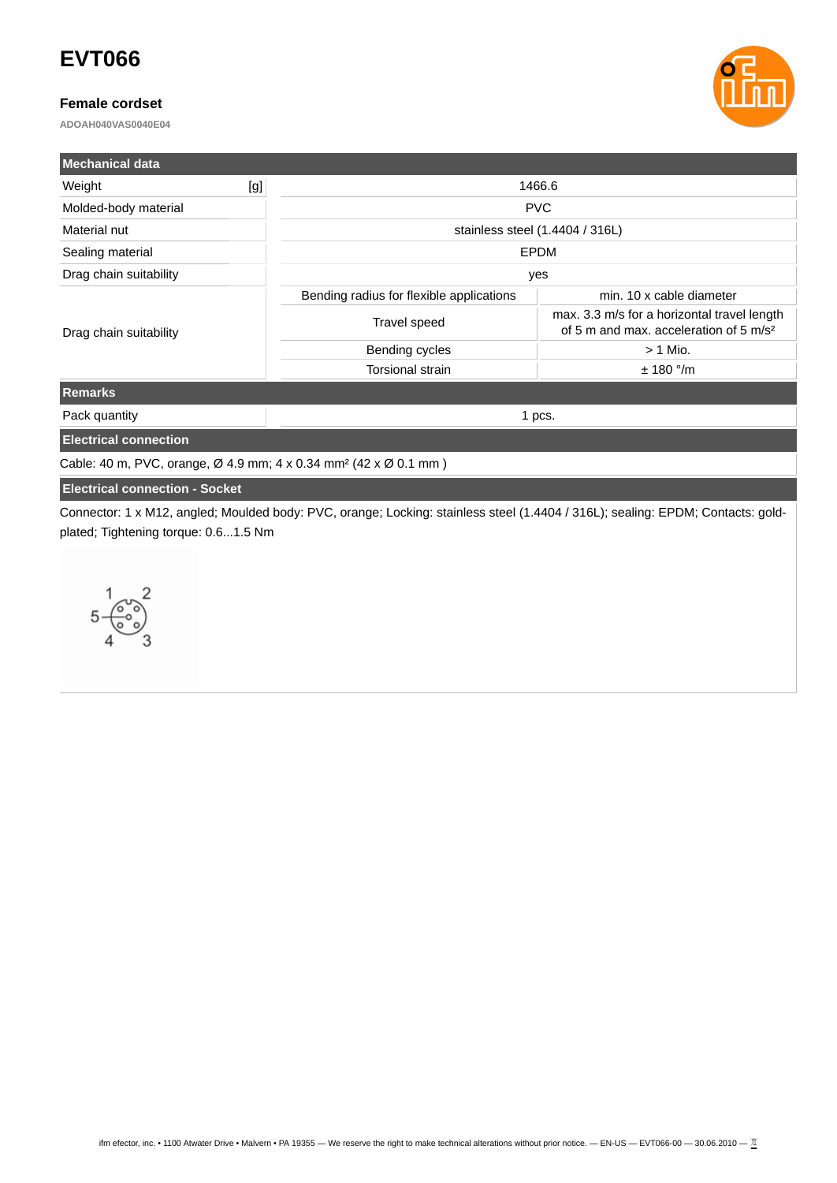# EVT066

### Female cordset

**ADOAH040VAS0040E04**

| Mechanical data | | |
|---|---|---|
| Weight [g] | 1466.6 | |
| Molded-body material | PVC | |
| Material nut | stainless steel (1.4404 / 316L) | |
| Sealing material | EPDM | |
| Drag chain suitability | yes | |
| Drag chain suitability | Bending radius for flexible applications | min. 10 x cable diameter |
| | Travel speed | max. 3.3 m/s for a horizontal travel length of 5 m and max. acceleration of 5 m/s² |
| | Bending cycles | > 1 Mio. |
| | Torsional strain | ± 180 °/m |

| Remarks | |
|---|---|
| Pack quantity | 1 pcs. |

**Electrical connection**

Cable: 40 m, PVC, orange, Ø 4.9 mm; 4 x 0.34 mm² (42 x Ø 0.1 mm )

**Electrical connection - Socket**

Connector: 1 x M12, angled; Moulded body: PVC, orange; Locking: stainless steel (1.4404 / 316L); sealing: EPDM; Contacts: gold-plated; Tightening torque: 0.6...1.5 Nm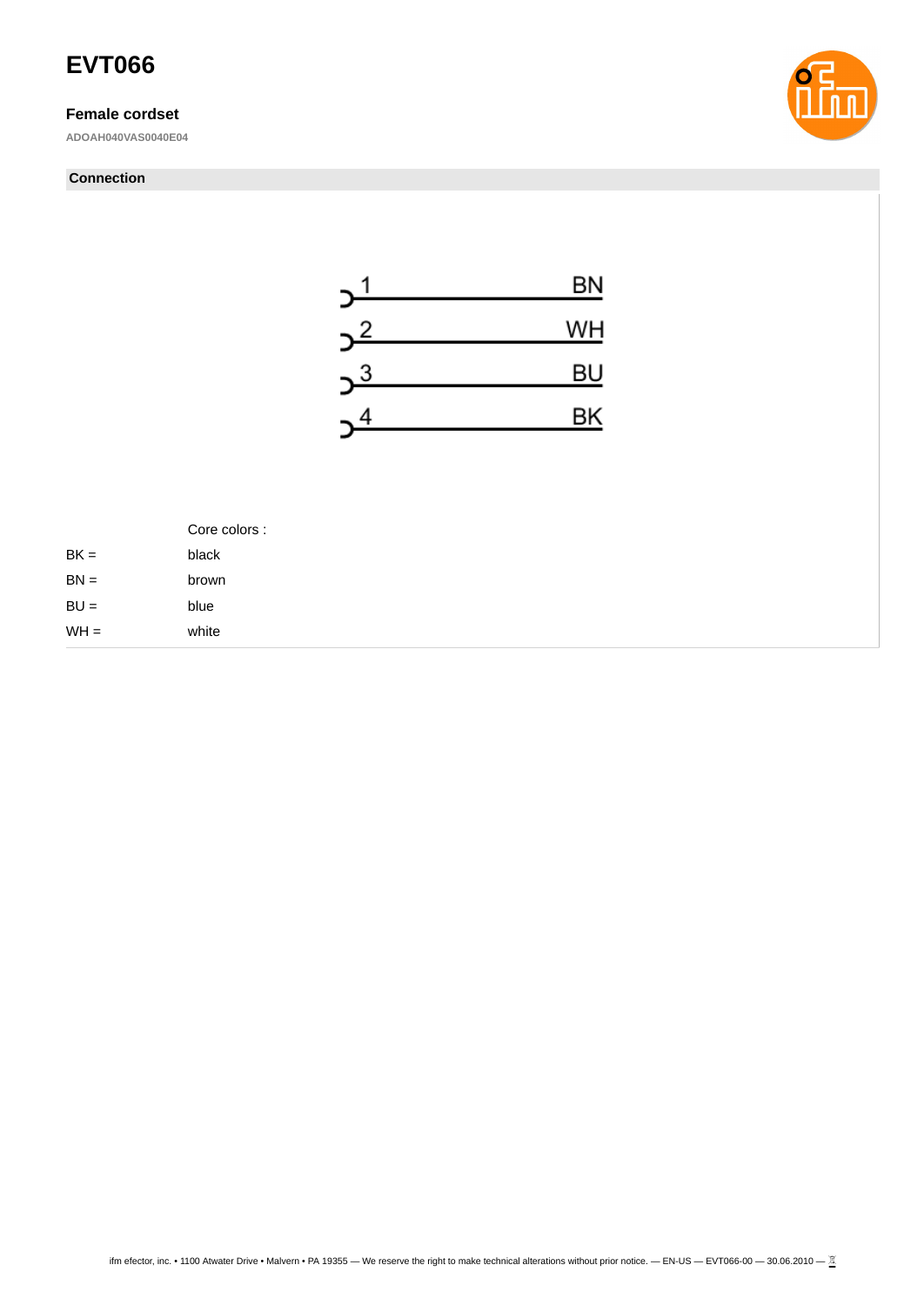# EVT066

### Female cordset

**ADOAH040VAS0040E04**

## Connection

1 BN

2 WH

3 BU

4 BK

| | Core colors : |
|---|---|
| BK = | black |
| BN = | brown |
| BU = | blue |
| WH = | white |

ifm efector, inc. • 1100 Atwater Drive • Malvern • PA 19355 — We reserve the right to make technical alterations without prior notice. — EN-US — EVT066-00 — 30.06.2010